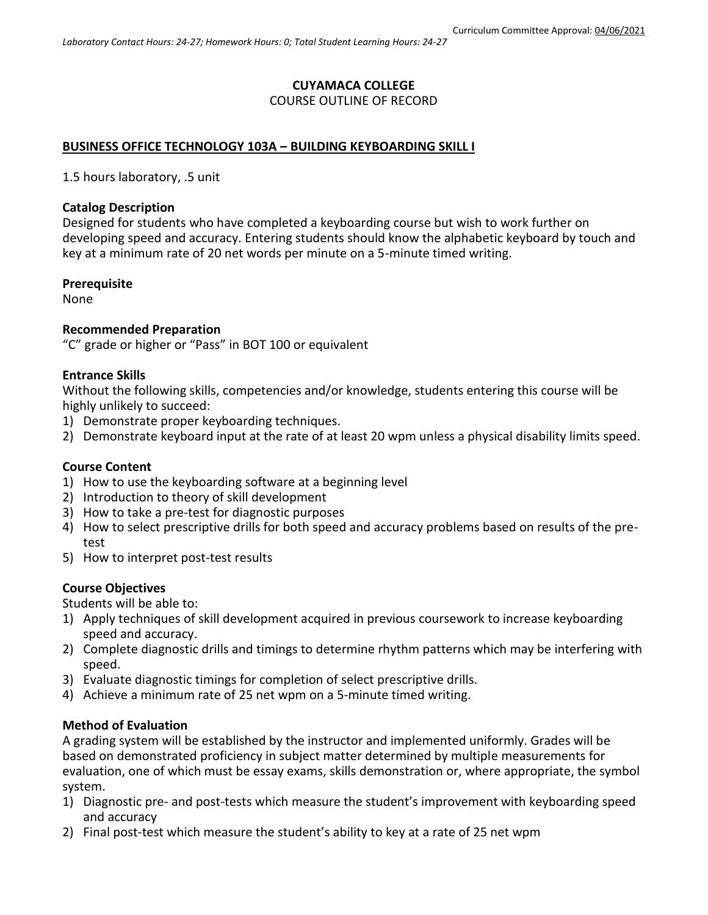Curriculum Committee Approval: 04/06/2021

*Laboratory Contact Hours: 24-27; Homework Hours: 0; Total Student Learning Hours: 24-27*

**CUYAMACA COLLEGE**
COURSE OUTLINE OF RECORD

**BUSINESS OFFICE TECHNOLOGY 103A – BUILDING KEYBOARDING SKILL I**

1.5 hours laboratory, .5 unit

**Catalog Description**
Designed for students who have completed a keyboarding course but wish to work further on developing speed and accuracy. Entering students should know the alphabetic keyboard by touch and key at a minimum rate of 20 net words per minute on a 5-minute timed writing.

**Prerequisite**
None

**Recommended Preparation**
"C" grade or higher or "Pass" in BOT 100 or equivalent

**Entrance Skills**
Without the following skills, competencies and/or knowledge, students entering this course will be highly unlikely to succeed:

1) Demonstrate proper keyboarding techniques.
2) Demonstrate keyboard input at the rate of at least 20 wpm unless a physical disability limits speed.

**Course Content**

1) How to use the keyboarding software at a beginning level
2) Introduction to theory of skill development
3) How to take a pre-test for diagnostic purposes
4) How to select prescriptive drills for both speed and accuracy problems based on results of the pre-test
5) How to interpret post-test results

**Course Objectives**
Students will be able to:

1) Apply techniques of skill development acquired in previous coursework to increase keyboarding speed and accuracy.
2) Complete diagnostic drills and timings to determine rhythm patterns which may be interfering with speed.
3) Evaluate diagnostic timings for completion of select prescriptive drills.
4) Achieve a minimum rate of 25 net wpm on a 5-minute timed writing.

**Method of Evaluation**
A grading system will be established by the instructor and implemented uniformly. Grades will be based on demonstrated proficiency in subject matter determined by multiple measurements for evaluation, one of which must be essay exams, skills demonstration or, where appropriate, the symbol system.

1) Diagnostic pre- and post-tests which measure the student's improvement with keyboarding speed and accuracy
2) Final post-test which measure the student's ability to key at a rate of 25 net wpm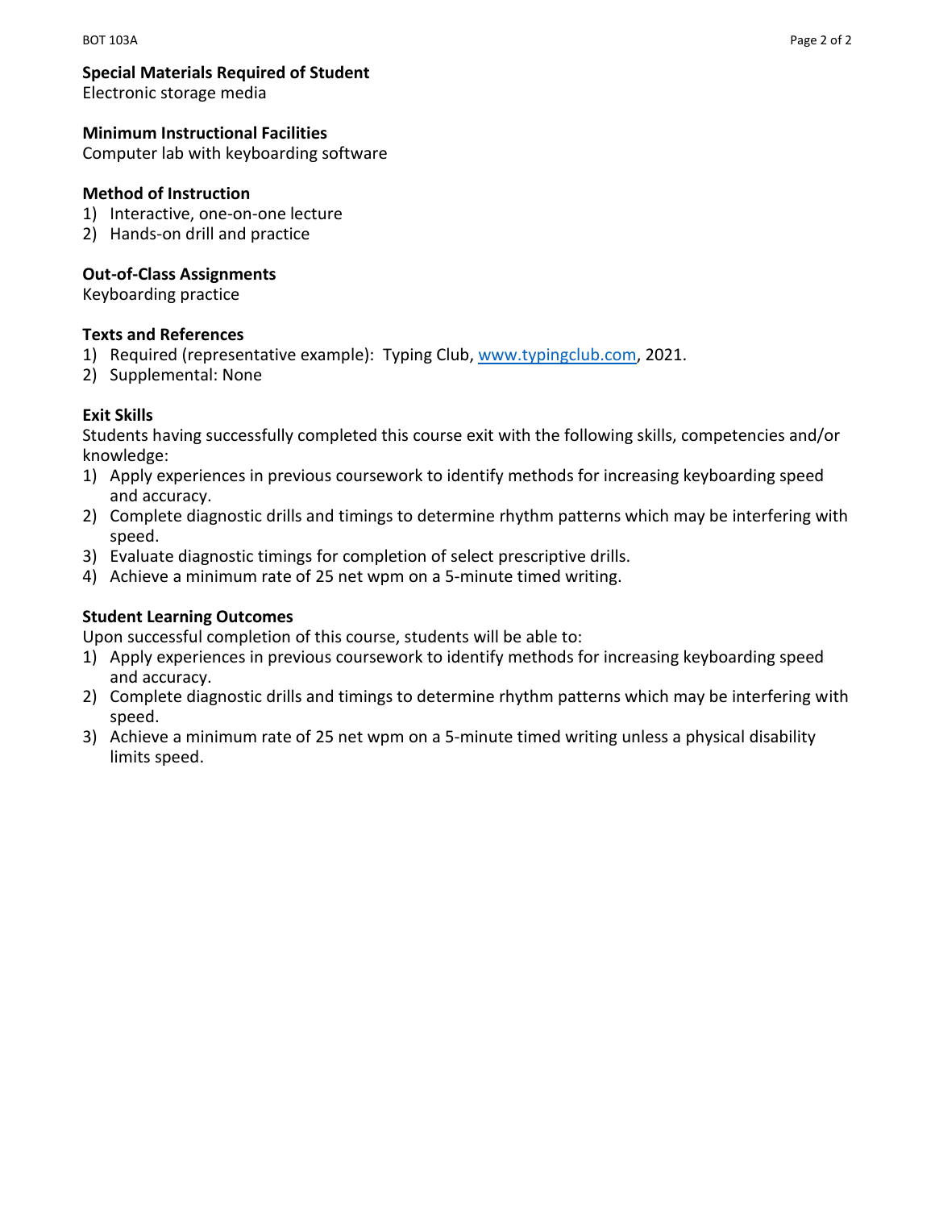**Special Materials Required of Student**
Electronic storage media

**Minimum Instructional Facilities**
Computer lab with keyboarding software

**Method of Instruction**
1) Interactive, one-on-one lecture
2) Hands-on drill and practice

**Out-of-Class Assignments**
Keyboarding practice

**Texts and References**
1) Required (representative example): Typing Club, [www.typingclub.com](http://www.typingclub.com), 2021.
2) Supplemental: None

**Exit Skills**
Students having successfully completed this course exit with the following skills, competencies and/or knowledge:
1) Apply experiences in previous coursework to identify methods for increasing keyboarding speed and accuracy.
2) Complete diagnostic drills and timings to determine rhythm patterns which may be interfering with speed.
3) Evaluate diagnostic timings for completion of select prescriptive drills.
4) Achieve a minimum rate of 25 net wpm on a 5-minute timed writing.

**Student Learning Outcomes**
Upon successful completion of this course, students will be able to:
1) Apply experiences in previous coursework to identify methods for increasing keyboarding speed and accuracy.
2) Complete diagnostic drills and timings to determine rhythm patterns which may be interfering with speed.
3) Achieve a minimum rate of 25 net wpm on a 5-minute timed writing unless a physical disability limits speed.